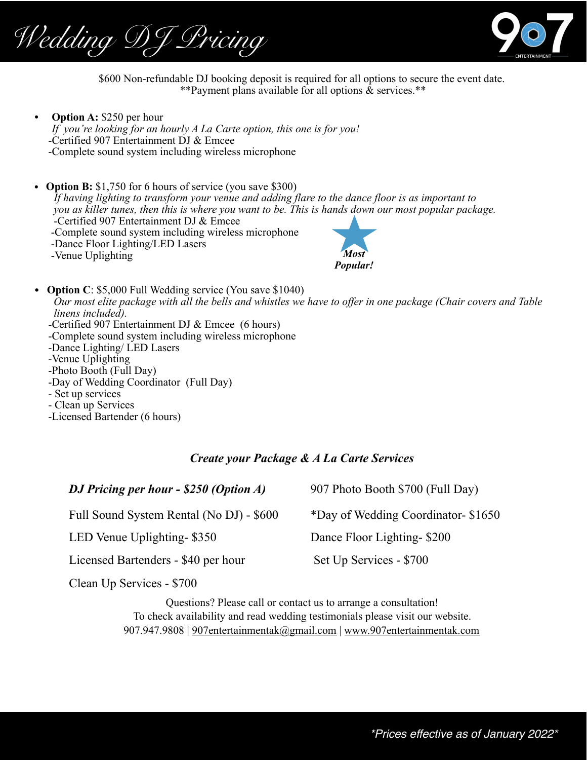# Wedding DJ Pricing

907 ENTERTAINMENT

$600 Non-refundable DJ booking deposit is required for all options to secure the event date.
**Payment plans available for all options & services.**

- **Option A:** $250 per hour
  *If you're looking for an hourly A La Carte option, this one is for you!*
  -Certified 907 Entertainment DJ & Emcee
  -Complete sound system including wireless microphone

- **Option B:** $1,750 for 6 hours of service (you save $300)
  *If having lighting to transform your venue and adding flare to the dance floor is as important to you as killer tunes, then this is where you want to be. This is hands down our most popular package.*
  -Certified 907 Entertainment DJ & Emcee
  -Complete sound system including wireless microphone
  -Dance Floor Lighting/LED Lasers
  -Venue Uplighting

  ***Most Popular!***

- **Option C**: $5,000 Full Wedding service (You save $1040)
  *Our most elite package with all the bells and whistles we have to offer in one package (Chair covers and Table linens included).*
  -Certified 907 Entertainment DJ & Emcee (6 hours)
  -Complete sound system including wireless microphone
  -Dance Lighting/ LED Lasers
  -Venue Uplighting
  -Photo Booth (Full Day)
  -Day of Wedding Coordinator (Full Day)
  - Set up services
  - Clean up Services
  -Licensed Bartender (6 hours)

## *Create your Package & A La Carte Services*

***DJ Pricing per hour - $250 (Option A)***

907 Photo Booth $700 (Full Day)

Full Sound System Rental (No DJ) - $600

*Day of Wedding Coordinator- $1650

LED Venue Uplighting- $350

Dance Floor Lighting- $200

Licensed Bartenders - $40 per hour

Set Up Services - $700

Clean Up Services - $700

Questions? Please call or contact us to arrange a consultation!
To check availability and read wedding testimonials please visit our website.
907.947.9808 | 907entertainmentak@gmail.com | www.907entertainmentak.com

*Prices effective as of January 2022*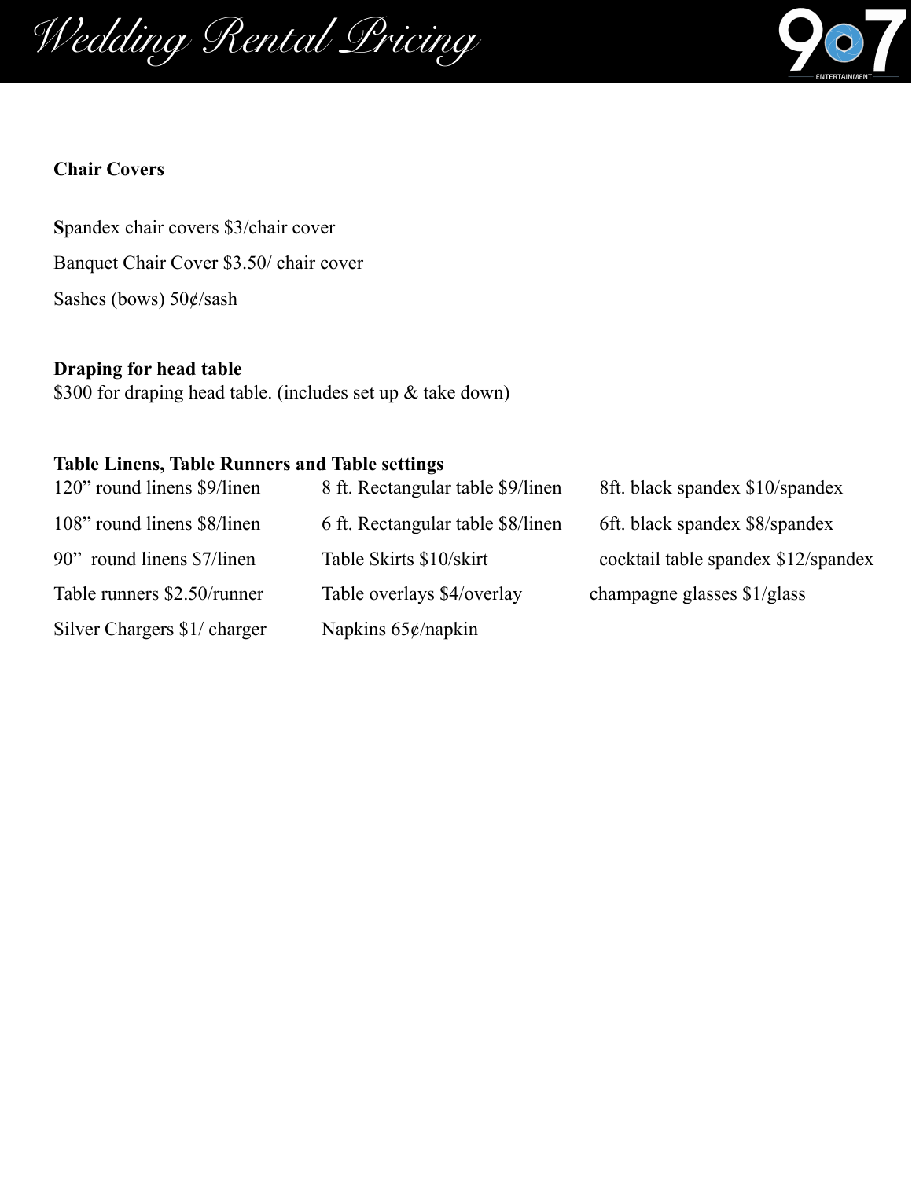# Wedding Rental Pricing

**Chair Covers**

Spandex chair covers $3/chair cover

Banquet Chair Cover $3.50/ chair cover

Sashes (bows) 50¢/sash

**Draping for head table**

$300 for draping head table. (includes set up & take down)

**Table Linens, Table Runners and Table settings**

| | | |
|---|---|---|
| 120” round linens $9/linen | 8 ft. Rectangular table $9/linen | 8ft. black spandex $10/spandex |
| 108” round linens $8/linen | 6 ft. Rectangular table $8/linen | 6ft. black spandex $8/spandex |
| 90” round linens $7/linen | Table Skirts $10/skirt | cocktail table spandex $12/spandex |
| Table runners $2.50/runner | Table overlays $4/overlay | champagne glasses $1/glass |
| Silver Chargers $1/ charger | Napkins 65¢/napkin | |